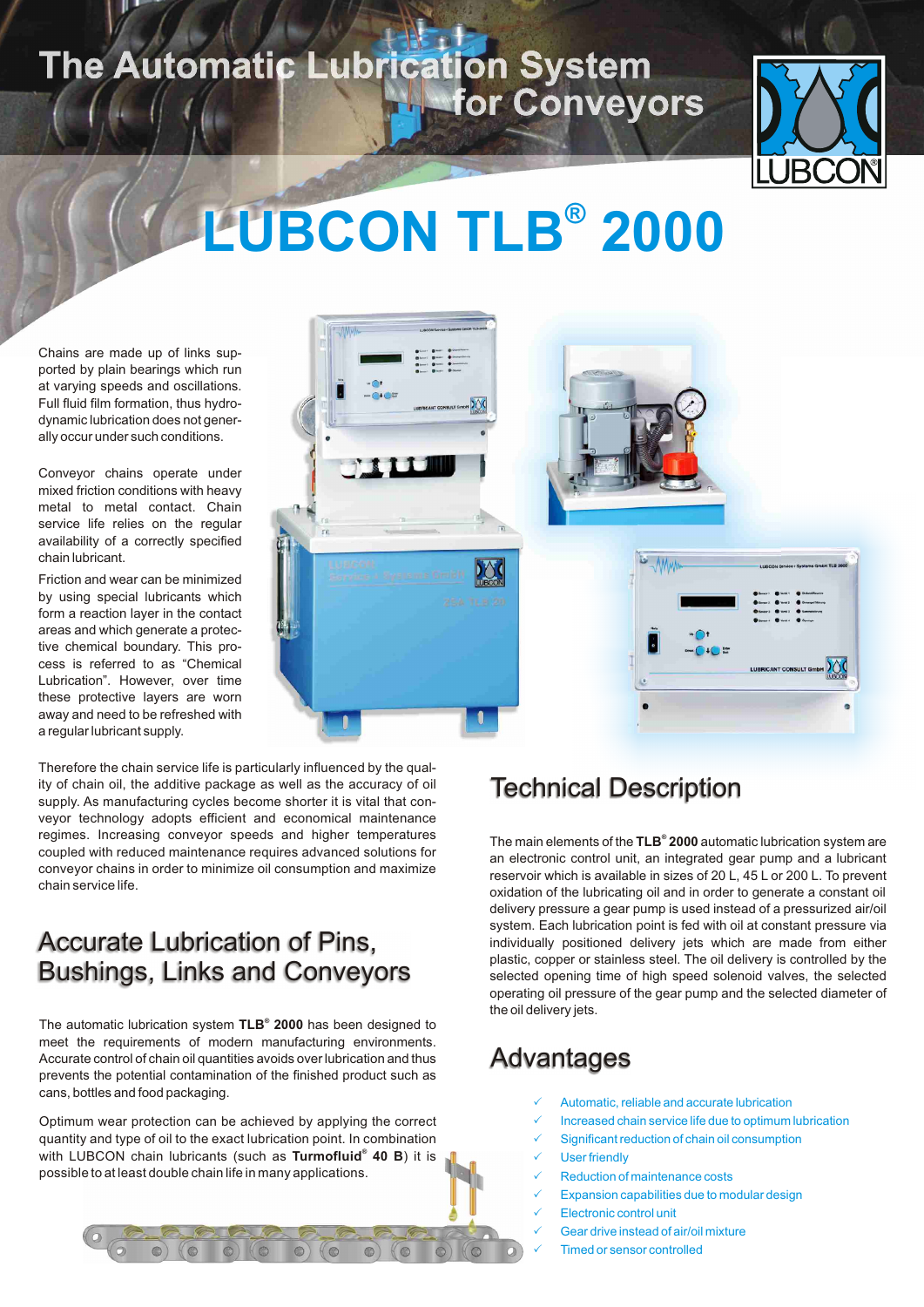# The Automatic Lubrication System for Conveyors

# LUBCON TLB® 2000

Chains are made up of links supported by plain bearings which run at varying speeds and oscillations. Full fluid film formation, thus hydrodynamic lubrication does not generally occur under such conditions.

Conveyor chains operate under mixed friction conditions with heavy metal to metal contact. Chain service life relies on the regular availability of a correctly specified chain lubricant.

Friction and wear can be minimized by using special lubricants which form a reaction layer in the contact areas and which generate a protective chemical boundary. This process is referred to as "Chemical Lubrication". However, over time these protective layers are worn away and need to be refreshed with a regular lubricant supply.

Therefore the chain service life is particularly influenced by the quality of chain oil, the additive package as well as the accuracy of oil supply. As manufacturing cycles become shorter it is vital that conveyor technology adopts efficient and economical maintenance regimes. Increasing conveyor speeds and higher temperatures coupled with reduced maintenance requires advanced solutions for conveyor chains in order to minimize oil consumption and maximize chain service life.

## Accurate Lubrication of Pins, Bushings, Links and Conveyors

The automatic lubrication system **TLB® 2000** has been designed to meet the requirements of modern manufacturing environments. Accurate control of chain oil quantities avoids over lubrication and thus prevents the potential contamination of the finished product such as cans, bottles and food packaging.

Optimum wear protection can be achieved by applying the correct quantity and type of oil to the exact lubrication point. In combination with LUBCON chain lubricants (such as **Turmofluid® 40 B**) it is possible to at least double chain life in many applications.

## Technical Description

The main elements of the **TLB® 2000** automatic lubrication system are an electronic control unit, an integrated gear pump and a lubricant reservoir which is available in sizes of 20 L, 45 L or 200 L. To prevent oxidation of the lubricating oil and in order to generate a constant oil delivery pressure a gear pump is used instead of a pressurized air/oil system. Each lubrication point is fed with oil at constant pressure via individually positioned delivery jets which are made from either plastic, copper or stainless steel. The oil delivery is controlled by the selected opening time of high speed solenoid valves, the selected operating oil pressure of the gear pump and the selected diameter of the oil delivery jets.

## Advantages

- Automatic, reliable and accurate lubrication
- Increased chain service life due to optimum lubrication
- Significant reduction of chain oil consumption
- User friendly
- Reduction of maintenance costs
- Expansion capabilities due to modular design
- Electronic control unit
- Gear drive instead of air/oil mixture
- Timed or sensor controlled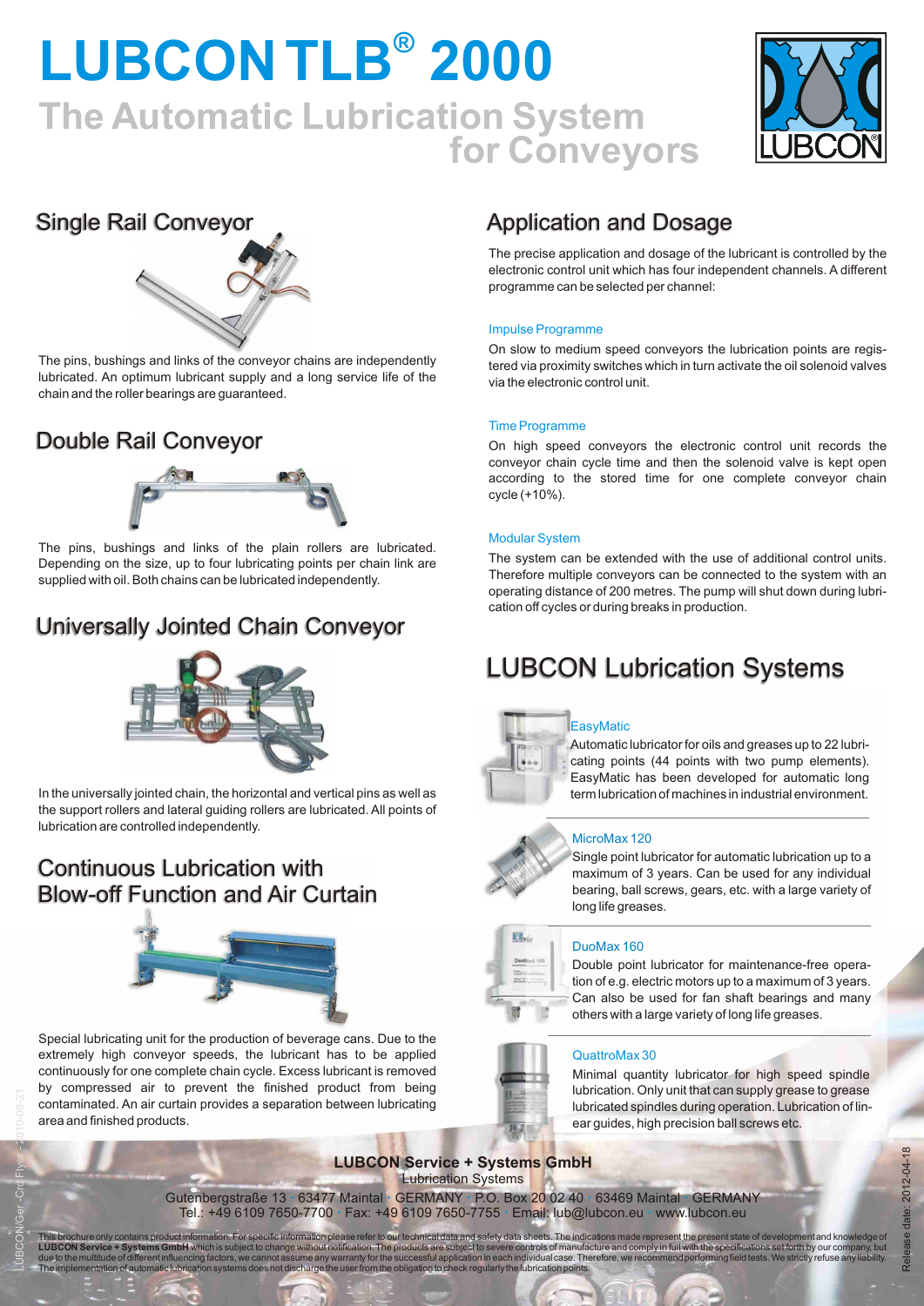# LUBCON TLB® 2000

## The Automatic Lubrication System for Conveyors

## Single Rail Conveyor

The pins, bushings and links of the conveyor chains are independently lubricated. An optimum lubricant supply and a long service life of the chain and the roller bearings are guaranteed.

## Double Rail Conveyor

The pins, bushings and links of the plain rollers are lubricated. Depending on the size, up to four lubricating points per chain link are supplied with oil. Both chains can be lubricated independently.

## Universally Jointed Chain Conveyor

In the universally jointed chain, the horizontal and vertical pins as well as the support rollers and lateral guiding rollers are lubricated. All points of lubrication are controlled independently.

## Continuous Lubrication with Blow-off Function and Air Curtain

Special lubricating unit for the production of beverage cans. Due to the extremely high conveyor speeds, the lubricant has to be applied continuously for one complete chain cycle. Excess lubricant is removed by compressed air to prevent the finished product from being contaminated. An air curtain provides a separation between lubricating area and finished products.

## Application and Dosage

The precise application and dosage of the lubricant is controlled by the electronic control unit which has four independent channels. A different programme can be selected per channel:

### Impulse Programme

On slow to medium speed conveyors the lubrication points are registered via proximity switches which in turn activate the oil solenoid valves via the electronic control unit.

### Time Programme

On high speed conveyors the electronic control unit records the conveyor chain cycle time and then the solenoid valve is kept open according to the stored time for one complete conveyor chain cycle (+10%).

### Modular System

The system can be extended with the use of additional control units. Therefore multiple conveyors can be connected to the system with an operating distance of 200 metres. The pump will shut down during lubrication off cycles or during breaks in production.

## LUBCON Lubrication Systems

### EasyMatic

Automatic lubricator for oils and greases up to 22 lubricating points (44 points with two pump elements). EasyMatic has been developed for automatic long term lubrication of machines in industrial environment.

### MicroMax 120

Single point lubricator for automatic lubrication up to a maximum of 3 years. Can be used for any individual bearing, ball screws, gears, etc. with a large variety of long life greases.

### DuoMax 160

Double point lubricator for maintenance-free operation of e.g. electric motors up to a maximum of 3 years. Can also be used for fan shaft bearings and many others with a large variety of long life greases.

### QuattroMax 30

Minimal quantity lubricator for high speed spindle lubrication. Only unit that can supply grease to grease lubricated spindles during operation. Lubrication of linear guides, high precision ball screws etc.

**LUBCON Service + Systems GmbH**
Lubrication Systems

Gutenbergstraße 13 · 63477 Maintal · GERMANY · P.O. Box 20 02 40 · 63469 Maintal · GERMANY
Tel.: +49 6109 7650-7700 · Fax: +49 6109 7650-7755 · Email: lub@lubcon.eu · www.lubcon.eu

This brochure only contains product information. For specific information please refer to our technical data and safety data sheets. The indications made represent the present state of development and knowledge of **LUBCON Service + Systems GmbH** which is subject to change without notification. The products are subject to severe controls of manufacture and comply in full with the specifications set forth by our company, but due to the multitude of different influencing factors, we cannot assume any warranty for the successful application in each individual case. Therefore, we recommend performing field tests. We strictly refuse any liability. The implementation of automatic lubrication systems does not discharge the user from the obligation to check regularly the lubrication points.

LUBCON/Ger.-Crd Flyer - 2010-08-21

Release date: 2012-04-18